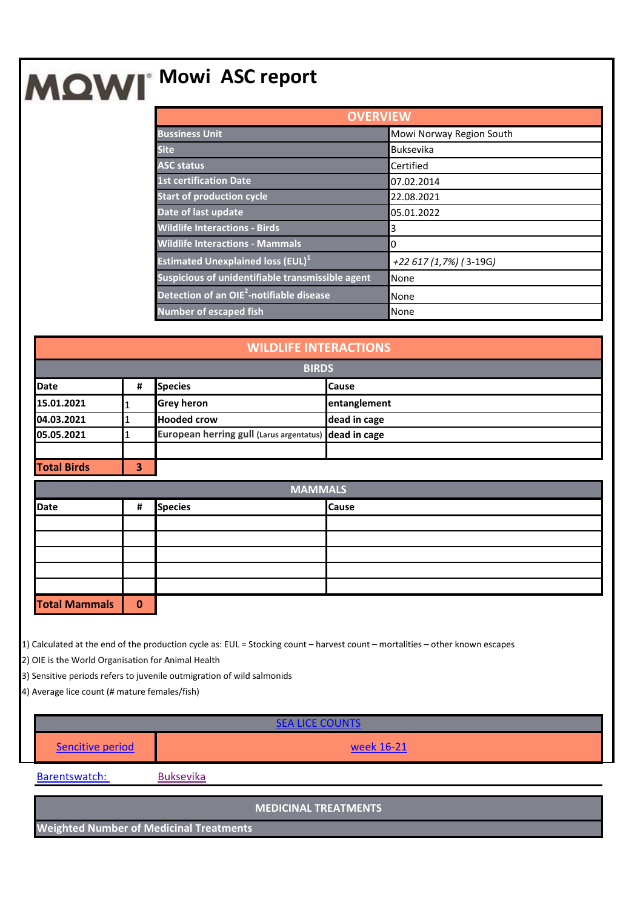# MOWI Mowi ASC report

| OVERVIEW | |
|---|---|
| Bussiness Unit | Mowi Norway Region South |
| Site | Buksevika |
| ASC status | Certified |
| 1st certification Date | 07.02.2014 |
| Start of production cycle | 22.08.2021 |
| Date of last update | 05.01.2022 |
| Wildlife Interactions - Birds | 3 |
| Wildlife Interactions - Mammals | 0 |
| Estimated Unexplained loss (EUL)[1] | *+22 617 (1,7%) ( 3-19G)* |
| Suspicious of unidentifiable transmissible agent | None |
| Detection of an OIE[2]-notifiable disease | None |
| Number of escaped fish | None |

## WILDLIFE INTERACTIONS

### BIRDS

| Date | # | Species | Cause |
|---|---|---|---|
| 15.01.2021 | 1 | Grey heron | entanglement |
| 04.03.2021 | 1 | Hooded crow | dead in cage |
| 05.05.2021 | 1 | European herring gull (Larus argentatus) | dead in cage |
| | | | |
| **Total Birds** | **3** | | |

### MAMMALS

| Date | # | Species | Cause |
|---|---|---|---|
| | | | |
| | | | |
| | | | |
| | | | |
| | | | |
| **Total Mammals** | **0** | | |

1) Calculated at the end of the production cycle as: EUL = Stocking count – harvest count – mortalities – other known escapes
2) OIE is the World Organisation for Animal Health
3) Sensitive periods refers to juvenile outmigration of wild salmonids
4) Average lice count (# mature females/fish)

## SEA LICE COUNTS

| Sencitive period | week 16-21 |
|---|---|

Barentswatch: Buksevika

## MEDICINAL TREATMENTS

**Weighted Number of Medicinal Treatments**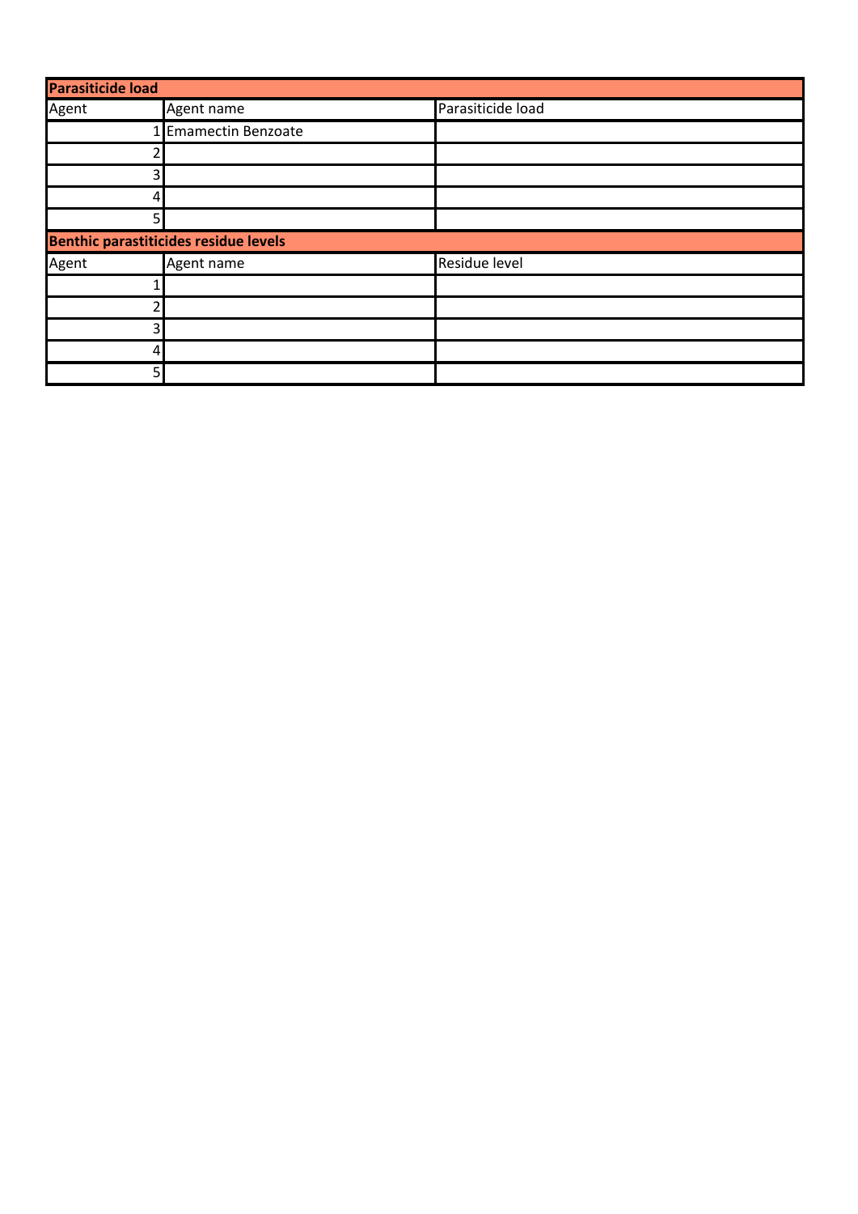| Parasiticide load | | |
|---|---|---|
| Agent | Agent name | Parasiticide load |
| 1 | Emamectin Benzoate | |
| 2 | | |
| 3 | | |
| 4 | | |
| 5 | | |

| Benthic parastiticides residue levels | | |
|---|---|---|
| Agent | Agent name | Residue level |
| 1 | | |
| 2 | | |
| 3 | | |
| 4 | | |
| 5 | | |